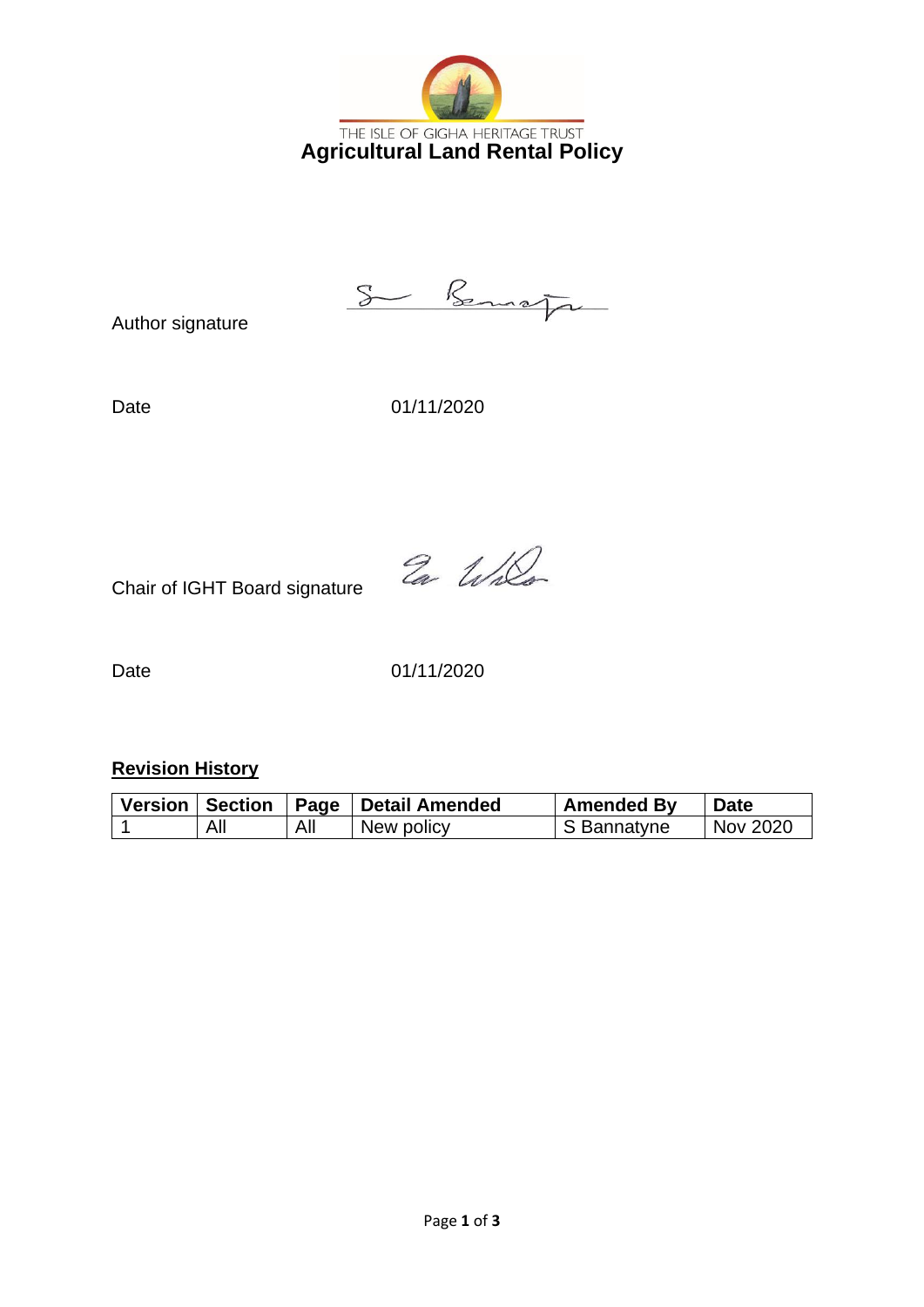THE ISLE OF GIGHA HERITAGE TRUST

# Agricultural Land Rental Policy

Author signature

Date 01/11/2020

Chair of IGHT Board signature

Date 01/11/2020

## Revision History

| Version | Section | Page | Detail Amended | Amended By | Date |
|---|---|---|---|---|---|
| 1 | All | All | New policy | S Bannatyne | Nov 2020 |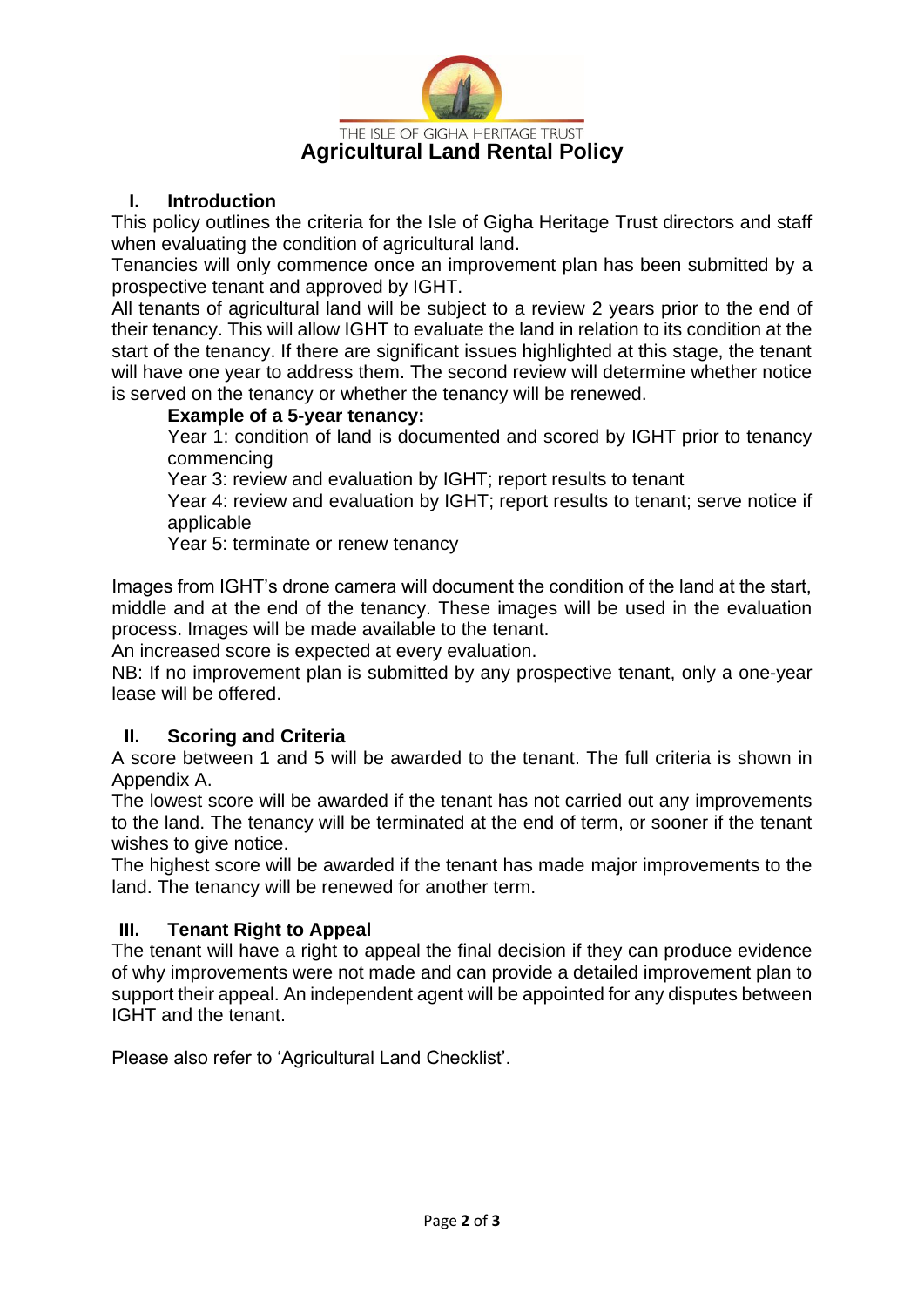THE ISLE OF GIGHA HERITAGE TRUST

# Agricultural Land Rental Policy

## I. Introduction

This policy outlines the criteria for the Isle of Gigha Heritage Trust directors and staff when evaluating the condition of agricultural land.

Tenancies will only commence once an improvement plan has been submitted by a prospective tenant and approved by IGHT.

All tenants of agricultural land will be subject to a review 2 years prior to the end of their tenancy. This will allow IGHT to evaluate the land in relation to its condition at the start of the tenancy. If there are significant issues highlighted at this stage, the tenant will have one year to address them. The second review will determine whether notice is served on the tenancy or whether the tenancy will be renewed.

**Example of a 5-year tenancy:**

Year 1: condition of land is documented and scored by IGHT prior to tenancy commencing

Year 3: review and evaluation by IGHT; report results to tenant

Year 4: review and evaluation by IGHT; report results to tenant; serve notice if applicable

Year 5: terminate or renew tenancy

Images from IGHT's drone camera will document the condition of the land at the start, middle and at the end of the tenancy. These images will be used in the evaluation process. Images will be made available to the tenant.

An increased score is expected at every evaluation.

NB: If no improvement plan is submitted by any prospective tenant, only a one-year lease will be offered.

## II. Scoring and Criteria

A score between 1 and 5 will be awarded to the tenant. The full criteria is shown in Appendix A.

The lowest score will be awarded if the tenant has not carried out any improvements to the land. The tenancy will be terminated at the end of term, or sooner if the tenant wishes to give notice.

The highest score will be awarded if the tenant has made major improvements to the land. The tenancy will be renewed for another term.

## III. Tenant Right to Appeal

The tenant will have a right to appeal the final decision if they can produce evidence of why improvements were not made and can provide a detailed improvement plan to support their appeal. An independent agent will be appointed for any disputes between IGHT and the tenant.

Please also refer to 'Agricultural Land Checklist'.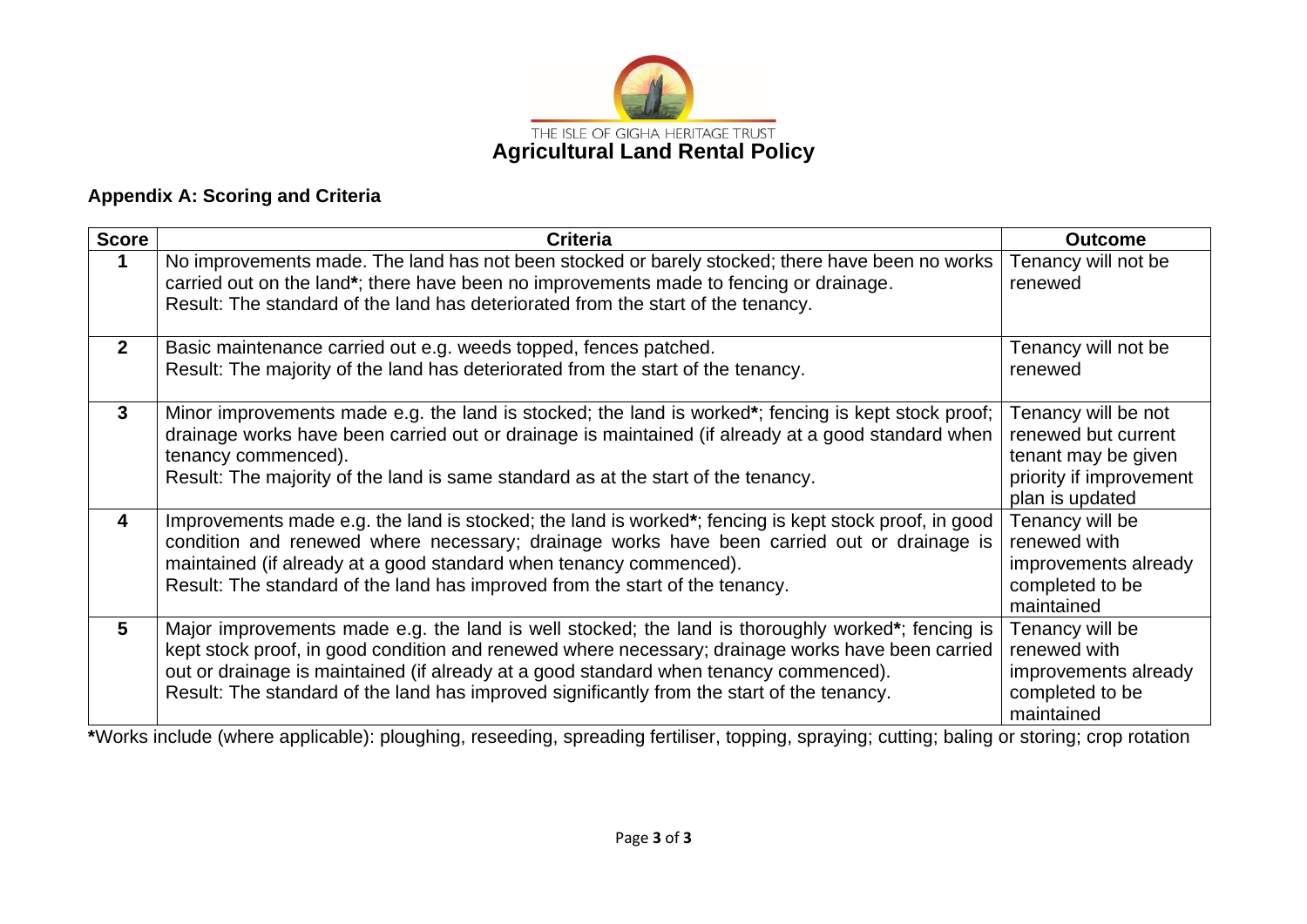THE ISLE OF GIGHA HERITAGE TRUST

# Agricultural Land Rental Policy

## Appendix A: Scoring and Criteria

| Score | Criteria | Outcome |
|---|---|---|
| **1** | No improvements made. The land has not been stocked or barely stocked; there have been no works carried out on the land**\***; there have been no improvements made to fencing or drainage.<br>Result: The standard of the land has deteriorated from the start of the tenancy. | Tenancy will not be renewed |
| **2** | Basic maintenance carried out e.g. weeds topped, fences patched.<br>Result: The majority of the land has deteriorated from the start of the tenancy. | Tenancy will not be renewed |
| **3** | Minor improvements made e.g. the land is stocked; the land is worked**\***; fencing is kept stock proof; drainage works have been carried out or drainage is maintained (if already at a good standard when tenancy commenced).<br>Result: The majority of the land is same standard as at the start of the tenancy. | Tenancy will be not renewed but current tenant may be given priority if improvement plan is updated |
| **4** | Improvements made e.g. the land is stocked; the land is worked**\***; fencing is kept stock proof, in good condition and renewed where necessary; drainage works have been carried out or drainage is maintained (if already at a good standard when tenancy commenced).<br>Result: The standard of the land has improved from the start of the tenancy. | Tenancy will be renewed with improvements already completed to be maintained |
| **5** | Major improvements made e.g. the land is well stocked; the land is thoroughly worked**\***; fencing is kept stock proof, in good condition and renewed where necessary; drainage works have been carried out or drainage is maintained (if already at a good standard when tenancy commenced).<br>Result: The standard of the land has improved significantly from the start of the tenancy. | Tenancy will be renewed with improvements already completed to be maintained |

**\***Works include (where applicable): ploughing, reseeding, spreading fertiliser, topping, spraying; cutting; baling or storing; crop rotation